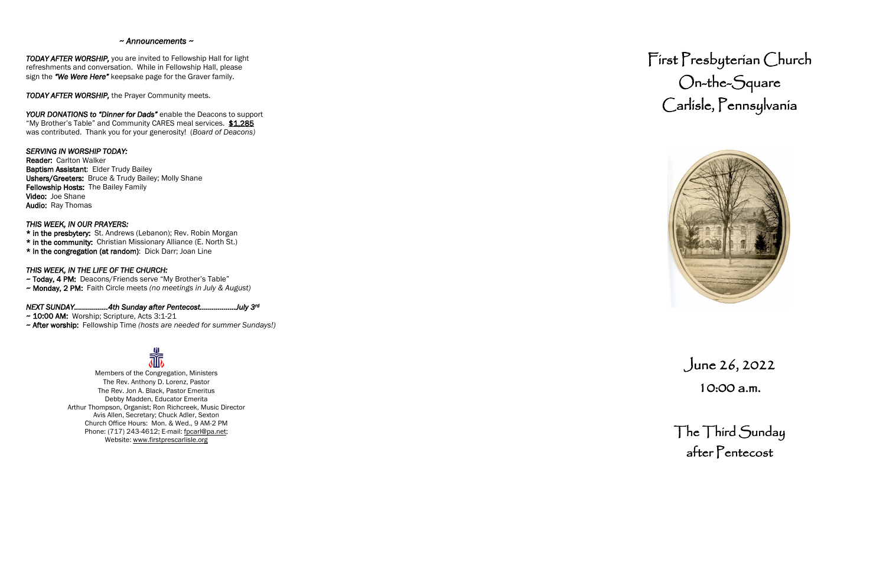*~ Announcements ~*

***TODAY AFTER WORSHIP,*** you are invited to Fellowship Hall for light refreshments and conversation. While in Fellowship Hall, please sign the ***"We Were Here"*** keepsake page for the Graver family.

***TODAY AFTER WORSHIP,*** the Prayer Community meets.

***YOUR DONATIONS to "Dinner for Dads"*** enable the Deacons to support "My Brother's Table" and Community CARES meal services. **$1,285** was contributed. Thank you for your generosity! (*Board of Deacons)*

***SERVING IN WORSHIP TODAY:***

**Reader:** Carlton Walker
**Baptism Assistant**: Elder Trudy Bailey
**Ushers/Greeters:** Bruce & Trudy Bailey; Molly Shane
**Fellowship Hosts:** The Bailey Family
**Video:** Joe Shane
**Audio:** Ray Thomas

***THIS WEEK, IN OUR PRAYERS:***

* **in the presbytery:** St. Andrews (Lebanon); Rev. Robin Morgan
* **in the community:** Christian Missionary Alliance (E. North St.)
* **in the congregation (at random)**: Dick Darr; Joan Line

***THIS WEEK, IN THE LIFE OF THE CHURCH:***

~ **Today, 4 PM:** Deacons/Friends serve "My Brother's Table"
~ **Monday, 2 PM:** Faith Circle meets *(no meetings in July & August)*

***NEXT SUNDAY.................4th Sunday after Pentecost.................July 3rd***

~ **10:00 AM:** Worship; Scripture, Acts 3:1-21
~ **After worship:** Fellowship Time *(hosts are needed for summer Sundays!)*

Members of the Congregation, Ministers
The Rev. Anthony D. Lorenz, Pastor
The Rev. Jon A. Black, Pastor Emeritus
Debby Madden, Educator Emerita
Arthur Thompson, Organist; Ron Richcreek, Music Director
Avis Allen, Secretary; Chuck Adler, Sexton
Church Office Hours: Mon. & Wed., 9 AM-2 PM
Phone: (717) 243-4612; E-mail: fpcarl@pa.net;
Website: www.firstprescarlisle.org

# First Presbyterian Church On-the-Square Carlisle, Pennsylvania

June 26, 2022

10:00 a.m.

The Third Sunday after Pentecost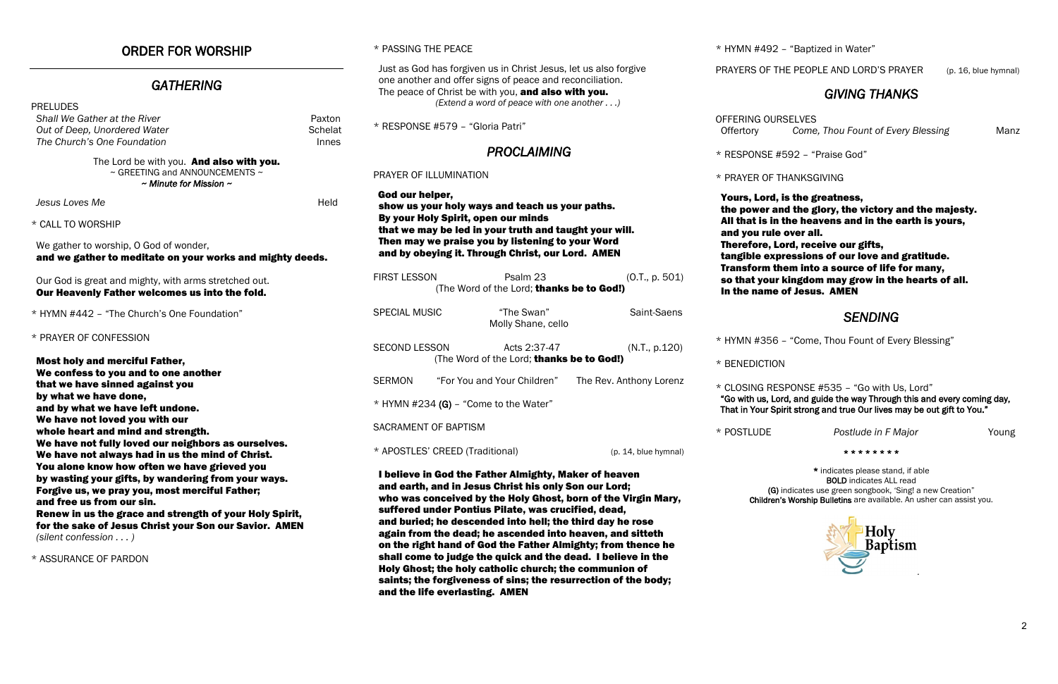# ORDER FOR WORSHIP

## *GATHERING*

PRELUDES

*Shall We Gather at the River* — Paxton
*Out of Deep, Unordered Water* — Schelat
*The Church's One Foundation* — Innes

The Lord be with you. **And also with you.**
~ GREETING and ANNOUNCEMENTS ~
*~ Minute for Mission ~*

*Jesus Loves Me* — Held

* CALL TO WORSHIP

We gather to worship, O God of wonder,
**and we gather to meditate on your works and mighty deeds.**

Our God is great and mighty, with arms stretched out.
**Our Heavenly Father welcomes us into the fold.**

* HYMN #442 – "The Church's One Foundation"

* PRAYER OF CONFESSION

**Most holy and merciful Father,
We confess to you and to one another
that we have sinned against you
by what we have done,
and by what we have left undone.
We have not loved you with our
whole heart and mind and strength.
We have not fully loved our neighbors as ourselves.
We have not always had in us the mind of Christ.
You alone know how often we have grieved you
by wasting your gifts, by wandering from your ways.
Forgive us, we pray you, most merciful Father;
and free us from our sin.
Renew in us the grace and strength of your Holy Spirit,
for the sake of Jesus Christ your Son our Savior. AMEN**
*(silent confession . . . )*

* ASSURANCE OF PARDON

* PASSING THE PEACE

Just as God has forgiven us in Christ Jesus, let us also forgive one another and offer signs of peace and reconciliation.
The peace of Christ be with you, **and also with you.**
*(Extend a word of peace with one another . . .)*

* RESPONSE #579 – "Gloria Patri"

## *PROCLAIMING*

PRAYER OF ILLUMINATION

**God our helper,
show us your holy ways and teach us your paths.
By your Holy Spirit, open our minds
that we may be led in your truth and taught your will.
Then may we praise you by listening to your Word
and by obeying it. Through Christ, our Lord. AMEN**

FIRST LESSON — Psalm 23 — (O.T., p. 501)
(The Word of the Lord; **thanks be to God!)**

SPECIAL MUSIC — "The Swan" — Saint-Saens
Molly Shane, cello

SECOND LESSON — Acts 2:37-47 — (N.T., p.120)
(The Word of the Lord; **thanks be to God!)**

SERMON — "For You and Your Children" — The Rev. Anthony Lorenz

* HYMN #234 **(G)** – "Come to the Water"

SACRAMENT OF BAPTISM

* APOSTLES' CREED (Traditional) — (p. 14, blue hymnal)

**I believe in God the Father Almighty, Maker of heaven and earth, and in Jesus Christ his only Son our Lord; who was conceived by the Holy Ghost, born of the Virgin Mary, suffered under Pontius Pilate, was crucified, dead, and buried; he descended into hell; the third day he rose again from the dead; he ascended into heaven, and sitteth on the right hand of God the Father Almighty; from thence he shall come to judge the quick and the dead. I believe in the Holy Ghost; the holy catholic church; the communion of saints; the forgiveness of sins; the resurrection of the body; and the life everlasting. AMEN**

* HYMN #492 – "Baptized in Water"

PRAYERS OF THE PEOPLE AND LORD'S PRAYER — (p. 16, blue hymnal)

## *GIVING THANKS*

OFFERING OURSELVES
Offertory — *Come, Thou Fount of Every Blessing* — Manz

* RESPONSE #592 – "Praise God"

* PRAYER OF THANKSGIVING

**Yours, Lord, is the greatness,
the power and the glory, the victory and the majesty.
All that is in the heavens and in the earth is yours,
and you rule over all.
Therefore, Lord, receive our gifts,
tangible expressions of our love and gratitude.
Transform them into a source of life for many,
so that your kingdom may grow in the hearts of all.
In the name of Jesus. AMEN**

## *SENDING*

* HYMN #356 – "Come, Thou Fount of Every Blessing"

* BENEDICTION

* CLOSING RESPONSE #535 – "Go with Us, Lord"
**"Go with us, Lord, and guide the way Through this and every coming day,
That in Your Spirit strong and true Our lives may be out gift to You."**

* POSTLUDE — *Postlude in F Major* — Young

* * * * * * * *

**\*** indicates please stand, if able
**BOLD** indicates ALL read
**(G)** indicates use green songbook, 'Sing! a new Creation"
**Children's Worship Bulletins** are available. An usher can assist you.

Holy Baptism